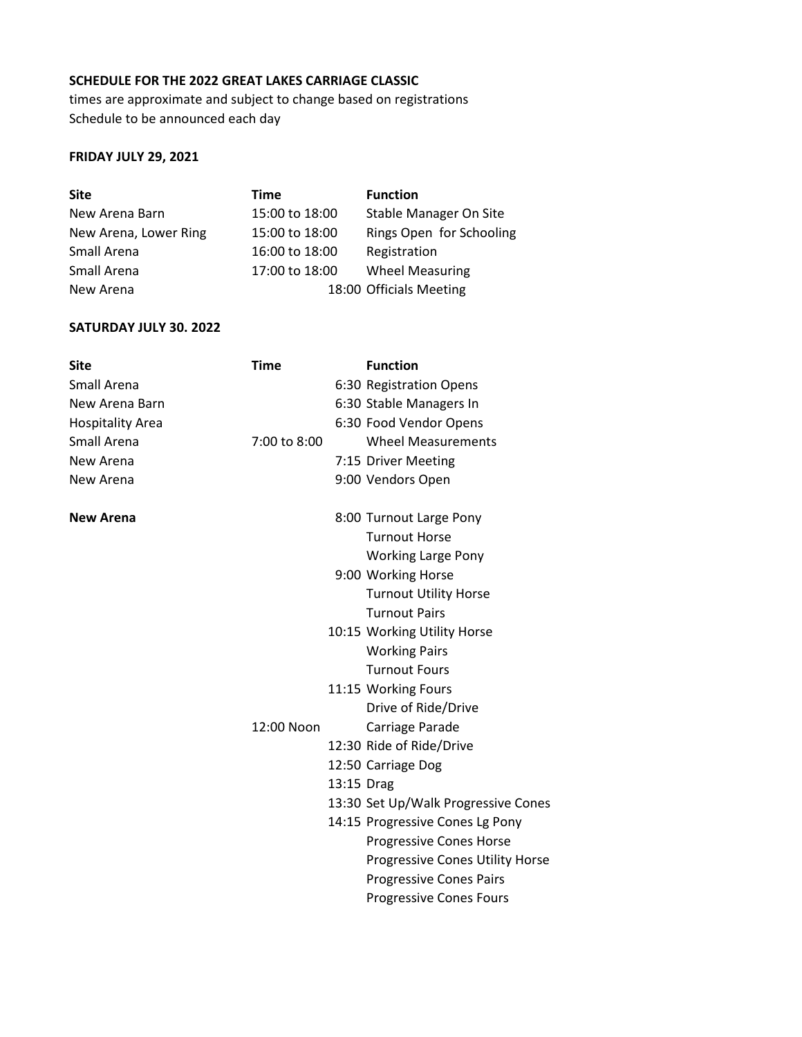**SCHEDULE FOR THE 2022 GREAT LAKES CARRIAGE CLASSIC**

times are approximate and subject to change based on registrations
Schedule to be announced each day

**FRIDAY JULY 29, 2021**

| Site | Time | Function |
|---|---|---|
| New Arena Barn | 15:00 to 18:00 | Stable Manager On Site |
| New Arena, Lower Ring | 15:00 to 18:00 | Rings Open for Schooling |
| Small Arena | 16:00 to 18:00 | Registration |
| Small Arena | 17:00 to 18:00 | Wheel Measuring |
| New Arena | 18:00 | Officials Meeting |

**SATURDAY JULY 30. 2022**

| Site | Time | Function |
|---|---|---|
| Small Arena | 6:30 | Registration Opens |
| New Arena Barn | 6:30 | Stable Managers In |
| Hospitality Area | 6:30 | Food Vendor Opens |
| Small Arena | 7:00 to 8:00 | Wheel Measurements |
| New Arena | 7:15 | Driver Meeting |
| New Arena | 9:00 | Vendors Open |
| | | |
| **New Arena** | 8:00 | Turnout Large Pony |
| | | Turnout Horse |
| | | Working Large Pony |
| | 9:00 | Working Horse |
| | | Turnout Utility Horse |
| | | Turnout Pairs |
| | 10:15 | Working Utility Horse |
| | | Working Pairs |
| | | Turnout Fours |
| | 11:15 | Working Fours |
| | | Drive of Ride/Drive |
| | 12:00 Noon | Carriage Parade |
| | 12:30 | Ride of Ride/Drive |
| | 12:50 | Carriage Dog |
| | 13:15 | Drag |
| | 13:30 | Set Up/Walk Progressive Cones |
| | 14:15 | Progressive Cones Lg Pony |
| | | Progressive Cones Horse |
| | | Progressive Cones Utility Horse |
| | | Progressive Cones Pairs |
| | | Progressive Cones Fours |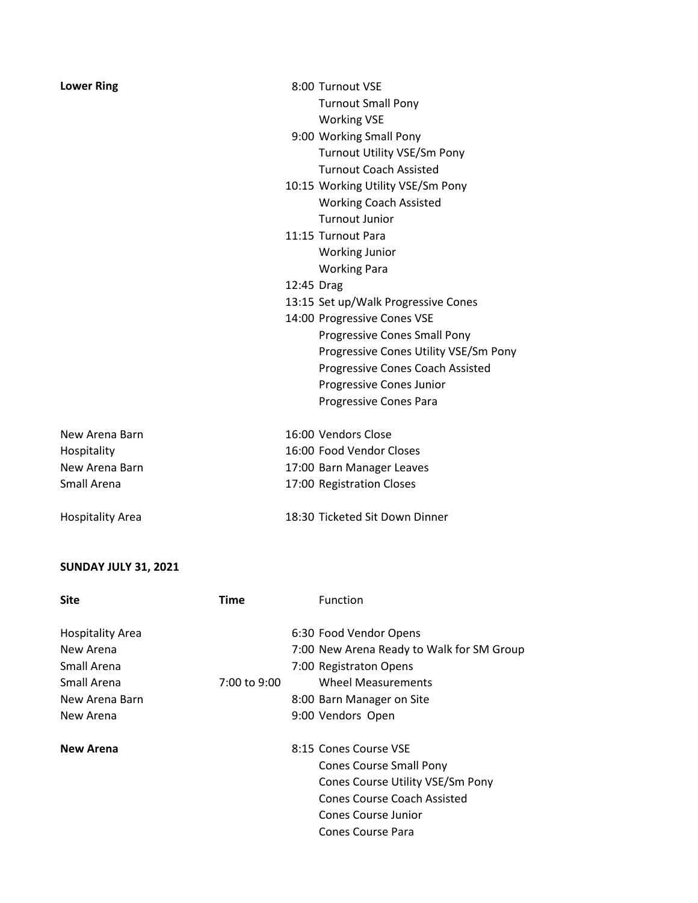| Site | Time | Function |
|---|---|---|
| **Lower Ring** | 8:00 | Turnout VSE |
| | | Turnout Small Pony |
| | | Working VSE |
| | 9:00 | Working Small Pony |
| | | Turnout Utility VSE/Sm Pony |
| | | Turnout Coach Assisted |
| | 10:15 | Working Utility VSE/Sm Pony |
| | | Working Coach Assisted |
| | | Turnout Junior |
| | 11:15 | Turnout Para |
| | | Working Junior |
| | | Working Para |
| | 12:45 | Drag |
| | 13:15 | Set up/Walk Progressive Cones |
| | 14:00 | Progressive Cones VSE |
| | | Progressive Cones Small Pony |
| | | Progressive Cones Utility VSE/Sm Pony |
| | | Progressive Cones Coach Assisted |
| | | Progressive Cones Junior |
| | | Progressive Cones Para |
| New Arena Barn | 16:00 | Vendors Close |
| Hospitality | 16:00 | Food Vendor Closes |
| New Arena Barn | 17:00 | Barn Manager Leaves |
| Small Arena | 17:00 | Registration Closes |
| Hospitality Area | 18:30 | Ticketed Sit Down Dinner |

**SUNDAY JULY 31, 2021**

| **Site** | **Time** | Function |
|---|---|---|
| Hospitality Area | 6:30 | Food Vendor Opens |
| New Arena | 7:00 | New Arena Ready to Walk for SM Group |
| Small Arena | 7:00 | Registraton Opens |
| Small Arena | 7:00 to 9:00 | Wheel Measurements |
| New Arena Barn | 8:00 | Barn Manager on Site |
| New Arena | 9:00 | Vendors Open |
| **New Arena** | 8:15 | Cones Course VSE |
| | | Cones Course Small Pony |
| | | Cones Course Utility VSE/Sm Pony |
| | | Cones Course Coach Assisted |
| | | Cones Course Junior |
| | | Cones Course Para |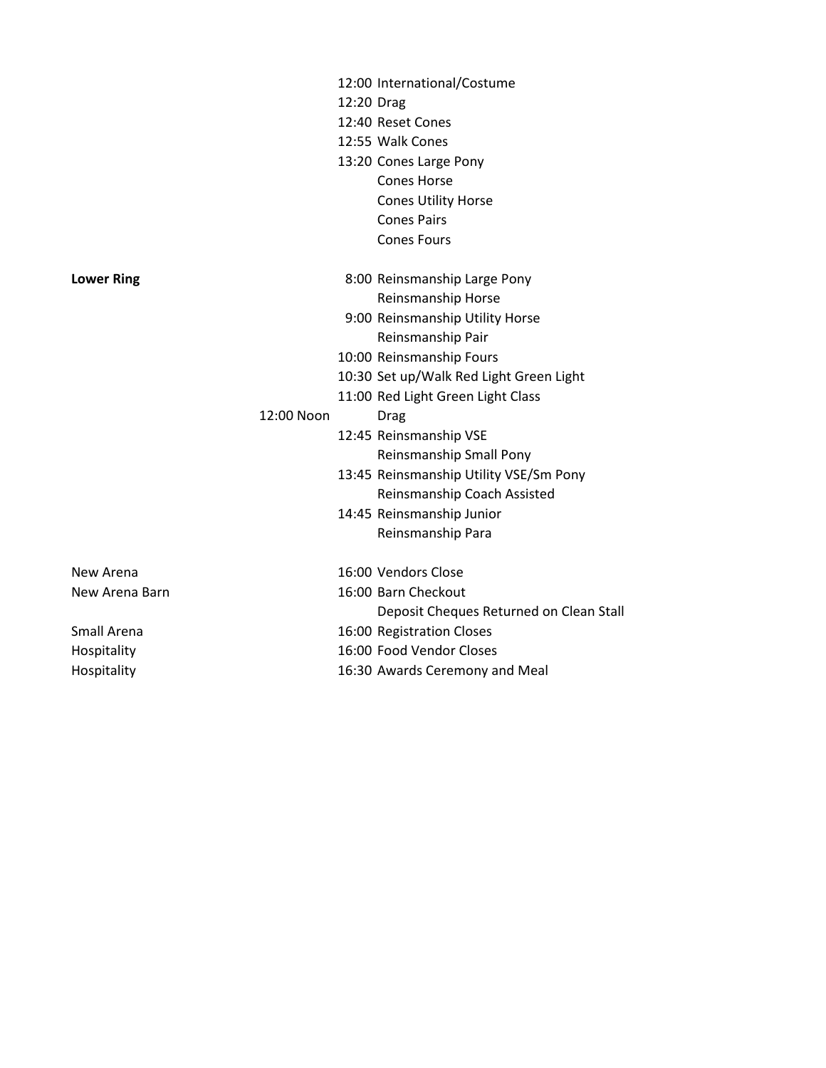| | | | |
|---|---|---|---|
| | | 12:00 | International/Costume |
| | | 12:20 | Drag |
| | | 12:40 | Reset Cones |
| | | 12:55 | Walk Cones |
| | | 13:20 | Cones Large Pony |
| | | | Cones Horse |
| | | | Cones Utility Horse |
| | | | Cones Pairs |
| | | | Cones Fours |
| **Lower Ring** | | 8:00 | Reinsmanship Large Pony |
| | | | Reinsmanship Horse |
| | | 9:00 | Reinsmanship Utility Horse |
| | | | Reinsmanship Pair |
| | | 10:00 | Reinsmanship Fours |
| | | 10:30 | Set up/Walk Red Light Green Light |
| | | 11:00 | Red Light Green Light Class |
| | 12:00 Noon | | Drag |
| | | 12:45 | Reinsmanship VSE |
| | | | Reinsmanship Small Pony |
| | | 13:45 | Reinsmanship Utility VSE/Sm Pony |
| | | | Reinsmanship Coach Assisted |
| | | 14:45 | Reinsmanship Junior |
| | | | Reinsmanship Para |
| New Arena | | 16:00 | Vendors Close |
| New Arena Barn | | 16:00 | Barn Checkout |
| | | | Deposit Cheques Returned on Clean Stall |
| Small Arena | | 16:00 | Registration Closes |
| Hospitality | | 16:00 | Food Vendor Closes |
| Hospitality | | 16:30 | Awards Ceremony and Meal |